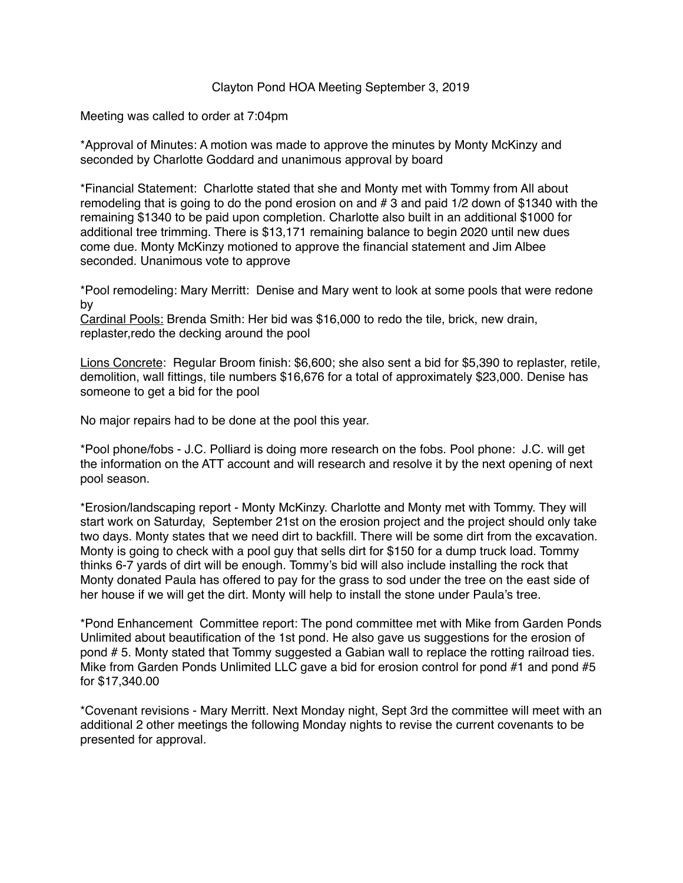Clayton Pond HOA Meeting September 3, 2019

Meeting was called to order at 7:04pm

*Approval of Minutes: A motion was made to approve the minutes by Monty McKinzy and seconded by Charlotte Goddard and unanimous approval by board

*Financial Statement: Charlotte stated that she and Monty met with Tommy from All about remodeling that is going to do the pond erosion on and # 3 and paid 1/2 down of $1340 with the remaining $1340 to be paid upon completion. Charlotte also built in an additional $1000 for additional tree trimming. There is $13,171 remaining balance to begin 2020 until new dues come due. Monty McKinzy motioned to approve the financial statement and Jim Albee seconded. Unanimous vote to approve

*Pool remodeling: Mary Merritt: Denise and Mary went to look at some pools that were redone by

<u>Cardinal Pools:</u> Brenda Smith: Her bid was $16,000 to redo the tile, brick, new drain, replaster,redo the decking around the pool

<u>Lions Concrete</u>: Regular Broom finish: $6,600; she also sent a bid for $5,390 to replaster, retile, demolition, wall fittings, tile numbers $16,676 for a total of approximately $23,000. Denise has someone to get a bid for the pool

No major repairs had to be done at the pool this year.

*Pool phone/fobs - J.C. Polliard is doing more research on the fobs. Pool phone: J.C. will get the information on the ATT account and will research and resolve it by the next opening of next pool season.

*Erosion/landscaping report - Monty McKinzy. Charlotte and Monty met with Tommy. They will start work on Saturday, September 21st on the erosion project and the project should only take two days. Monty states that we need dirt to backfill. There will be some dirt from the excavation. Monty is going to check with a pool guy that sells dirt for $150 for a dump truck load. Tommy thinks 6-7 yards of dirt will be enough. Tommy's bid will also include installing the rock that Monty donated Paula has offered to pay for the grass to sod under the tree on the east side of her house if we will get the dirt. Monty will help to install the stone under Paula's tree.

*Pond Enhancement Committee report: The pond committee met with Mike from Garden Ponds Unlimited about beautification of the 1st pond. He also gave us suggestions for the erosion of pond # 5. Monty stated that Tommy suggested a Gabian wall to replace the rotting railroad ties. Mike from Garden Ponds Unlimited LLC gave a bid for erosion control for pond #1 and pond #5 for $17,340.00

*Covenant revisions - Mary Merritt. Next Monday night, Sept 3rd the committee will meet with an additional 2 other meetings the following Monday nights to revise the current covenants to be presented for approval.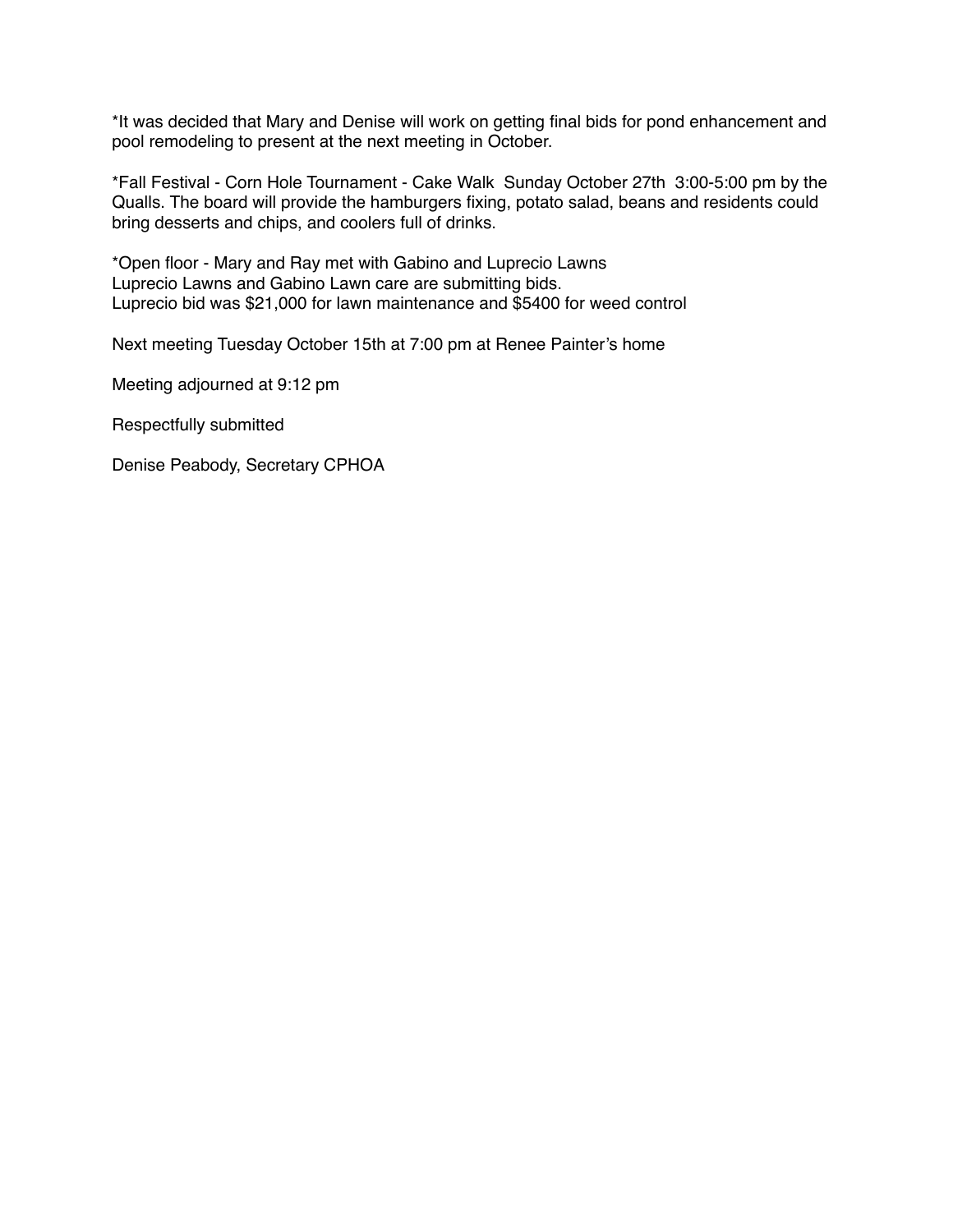*It was decided that Mary and Denise will work on getting final bids for pond enhancement and pool remodeling to present at the next meeting in October.

*Fall Festival - Corn Hole Tournament - Cake Walk  Sunday October 27th  3:00-5:00 pm by the Qualls. The board will provide the hamburgers fixing, potato salad, beans and residents could bring desserts and chips, and coolers full of drinks.

*Open floor - Mary and Ray met with Gabino and Luprecio Lawns
Luprecio Lawns and Gabino Lawn care are submitting bids.
Luprecio bid was $21,000 for lawn maintenance and $5400 for weed control

Next meeting Tuesday October 15th at 7:00 pm at Renee Painter's home

Meeting adjourned at 9:12 pm

Respectfully submitted

Denise Peabody, Secretary CPHOA